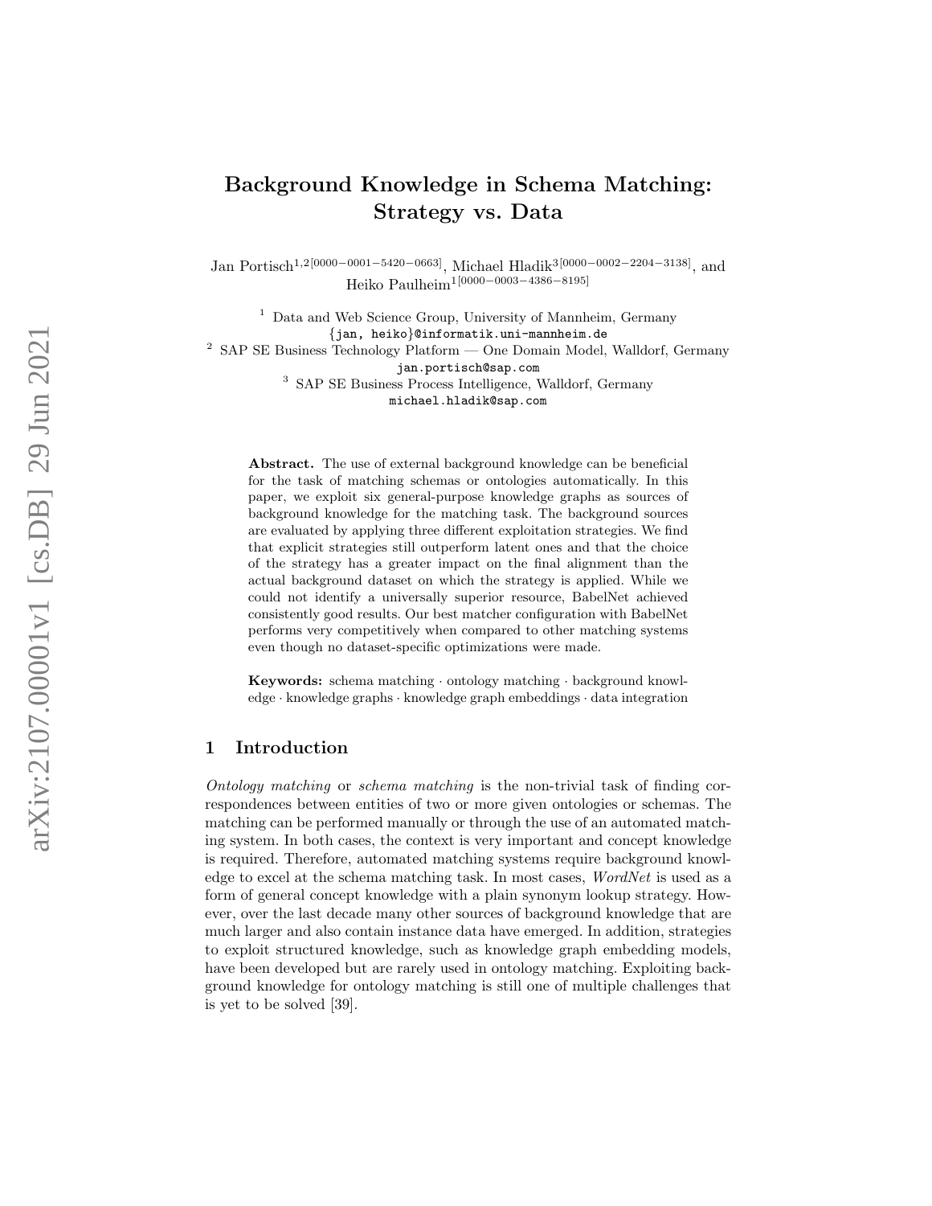# Background Knowledge in Schema Matching: Strategy vs. Data

Jan Portisch[1,2 [0000-0001-5420-0663]], Michael Hladik[3 [0000-0002-2204-3138]], and Heiko Paulheim[1 [0000-0003-4386-8195]]

[1] Data and Web Science Group, University of Mannheim, Germany
{jan, heiko}@informatik.uni-mannheim.de

[2] SAP SE Business Technology Platform — One Domain Model, Walldorf, Germany
jan.portisch@sap.com

[3] SAP SE Business Process Intelligence, Walldorf, Germany
michael.hladik@sap.com

**Abstract.** The use of external background knowledge can be beneficial for the task of matching schemas or ontologies automatically. In this paper, we exploit six general-purpose knowledge graphs as sources of background knowledge for the matching task. The background sources are evaluated by applying three different exploitation strategies. We find that explicit strategies still outperform latent ones and that the choice of the strategy has a greater impact on the final alignment than the actual background dataset on which the strategy is applied. While we could not identify a universally superior resource, BabelNet achieved consistently good results. Our best matcher configuration with BabelNet performs very competitively when compared to other matching systems even though no dataset-specific optimizations were made.

**Keywords:** schema matching · ontology matching · background knowledge · knowledge graphs · knowledge graph embeddings · data integration

## 1 Introduction

*Ontology matching* or *schema matching* is the non-trivial task of finding correspondences between entities of two or more given ontologies or schemas. The matching can be performed manually or through the use of an automated matching system. In both cases, the context is very important and concept knowledge is required. Therefore, automated matching systems require background knowledge to excel at the schema matching task. In most cases, *WordNet* is used as a form of general concept knowledge with a plain synonym lookup strategy. However, over the last decade many other sources of background knowledge that are much larger and also contain instance data have emerged. In addition, strategies to exploit structured knowledge, such as knowledge graph embedding models, have been developed but are rarely used in ontology matching. Exploiting background knowledge for ontology matching is still one of multiple challenges that is yet to be solved [39].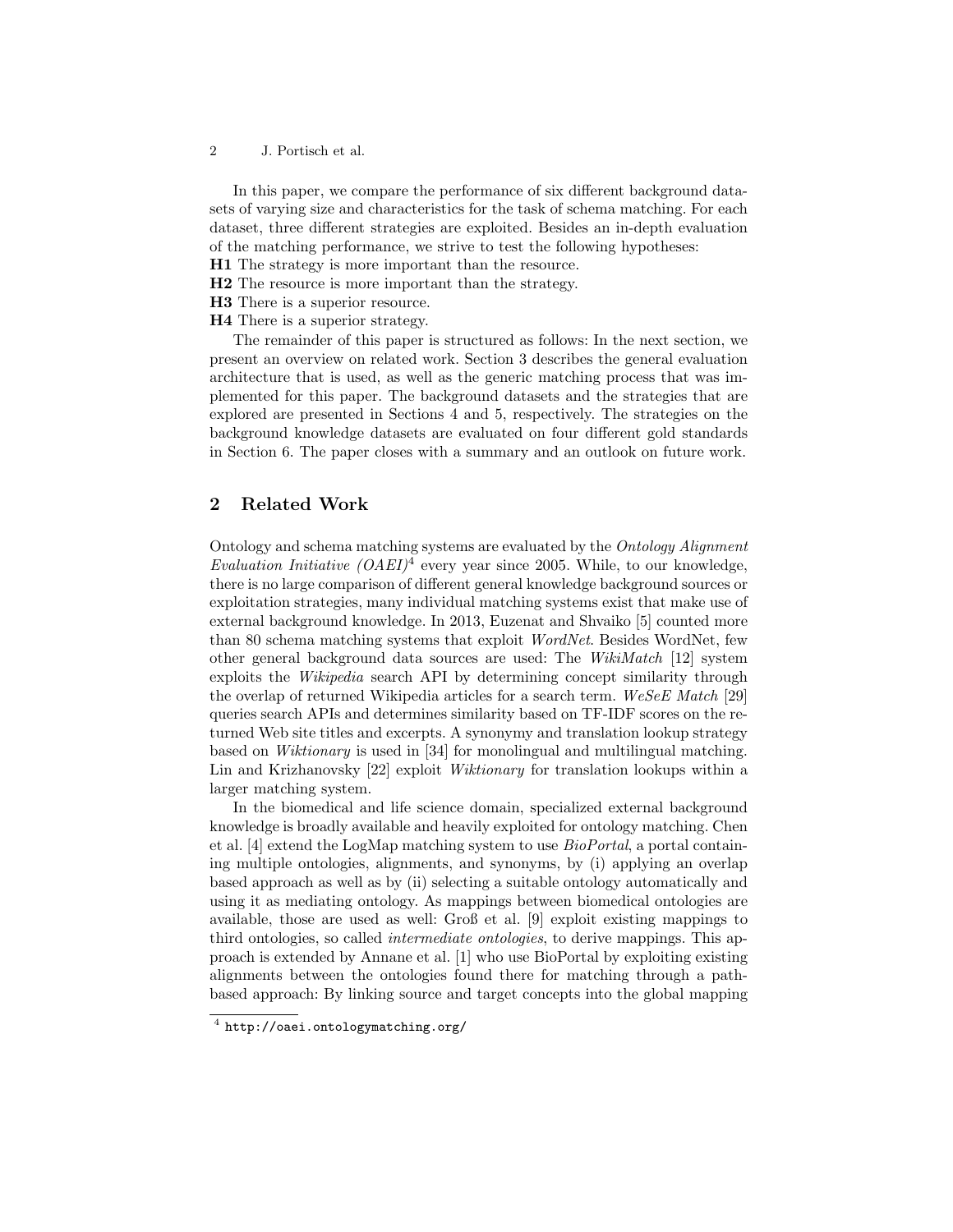In this paper, we compare the performance of six different background datasets of varying size and characteristics for the task of schema matching. For each dataset, three different strategies are exploited. Besides an in-depth evaluation of the matching performance, we strive to test the following hypotheses:

**H1** The strategy is more important than the resource.
**H2** The resource is more important than the strategy.
**H3** There is a superior resource.
**H4** There is a superior strategy.

The remainder of this paper is structured as follows: In the next section, we present an overview on related work. Section 3 describes the general evaluation architecture that is used, as well as the generic matching process that was implemented for this paper. The background datasets and the strategies that are explored are presented in Sections 4 and 5, respectively. The strategies on the background knowledge datasets are evaluated on four different gold standards in Section 6. The paper closes with a summary and an outlook on future work.

## 2 Related Work

Ontology and schema matching systems are evaluated by the *Ontology Alignment Evaluation Initiative (OAEI)*[4] every year since 2005. While, to our knowledge, there is no large comparison of different general knowledge background sources or exploitation strategies, many individual matching systems exist that make use of external background knowledge. In 2013, Euzenat and Shvaiko [5] counted more than 80 schema matching systems that exploit *WordNet*. Besides WordNet, few other general background data sources are used: The *WikiMatch* [12] system exploits the *Wikipedia* search API by determining concept similarity through the overlap of returned Wikipedia articles for a search term. *WeSeE Match* [29] queries search APIs and determines similarity based on TF-IDF scores on the returned Web site titles and excerpts. A synonymy and translation lookup strategy based on *Wiktionary* is used in [34] for monolingual and multilingual matching. Lin and Krizhanovsky [22] exploit *Wiktionary* for translation lookups within a larger matching system.

In the biomedical and life science domain, specialized external background knowledge is broadly available and heavily exploited for ontology matching. Chen et al. [4] extend the LogMap matching system to use *BioPortal*, a portal containing multiple ontologies, alignments, and synonyms, by (i) applying an overlap based approach as well as by (ii) selecting a suitable ontology automatically and using it as mediating ontology. As mappings between biomedical ontologies are available, those are used as well: Groß et al. [9] exploit existing mappings to third ontologies, so called *intermediate ontologies*, to derive mappings. This approach is extended by Annane et al. [1] who use BioPortal by exploiting existing alignments between the ontologies found there for matching through a path-based approach: By linking source and target concepts into the global mapping

[4] http://oaei.ontologymatching.org/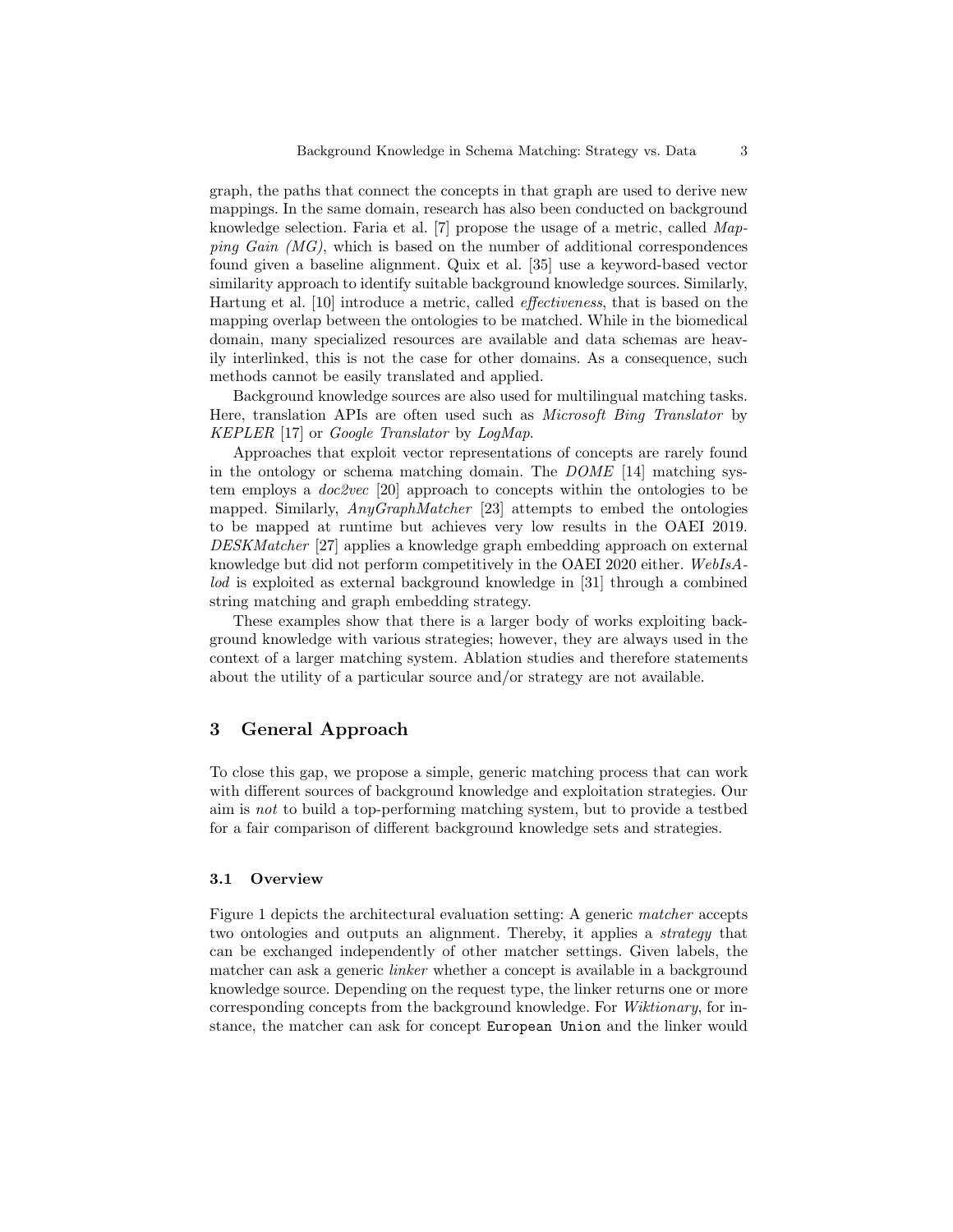graph, the paths that connect the concepts in that graph are used to derive new mappings. In the same domain, research has also been conducted on background knowledge selection. Faria et al. [7] propose the usage of a metric, called *Mapping Gain (MG)*, which is based on the number of additional correspondences found given a baseline alignment. Quix et al. [35] use a keyword-based vector similarity approach to identify suitable background knowledge sources. Similarly, Hartung et al. [10] introduce a metric, called *effectiveness*, that is based on the mapping overlap between the ontologies to be matched. While in the biomedical domain, many specialized resources are available and data schemas are heavily interlinked, this is not the case for other domains. As a consequence, such methods cannot be easily translated and applied.

Background knowledge sources are also used for multilingual matching tasks. Here, translation APIs are often used such as *Microsoft Bing Translator* by *KEPLER* [17] or *Google Translator* by *LogMap*.

Approaches that exploit vector representations of concepts are rarely found in the ontology or schema matching domain. The *DOME* [14] matching system employs a *doc2vec* [20] approach to concepts within the ontologies to be mapped. Similarly, *AnyGraphMatcher* [23] attempts to embed the ontologies to be mapped at runtime but achieves very low results in the OAEI 2019. *DESKMatcher* [27] applies a knowledge graph embedding approach on external knowledge but did not perform competitively in the OAEI 2020 either. *WebIsAlod* is exploited as external background knowledge in [31] through a combined string matching and graph embedding strategy.

These examples show that there is a larger body of works exploiting background knowledge with various strategies; however, they are always used in the context of a larger matching system. Ablation studies and therefore statements about the utility of a particular source and/or strategy are not available.

## 3 General Approach

To close this gap, we propose a simple, generic matching process that can work with different sources of background knowledge and exploitation strategies. Our aim is *not* to build a top-performing matching system, but to provide a testbed for a fair comparison of different background knowledge sets and strategies.

### 3.1 Overview

Figure 1 depicts the architectural evaluation setting: A generic *matcher* accepts two ontologies and outputs an alignment. Thereby, it applies a *strategy* that can be exchanged independently of other matcher settings. Given labels, the matcher can ask a generic *linker* whether a concept is available in a background knowledge source. Depending on the request type, the linker returns one or more corresponding concepts from the background knowledge. For *Wiktionary*, for instance, the matcher can ask for concept `European Union` and the linker would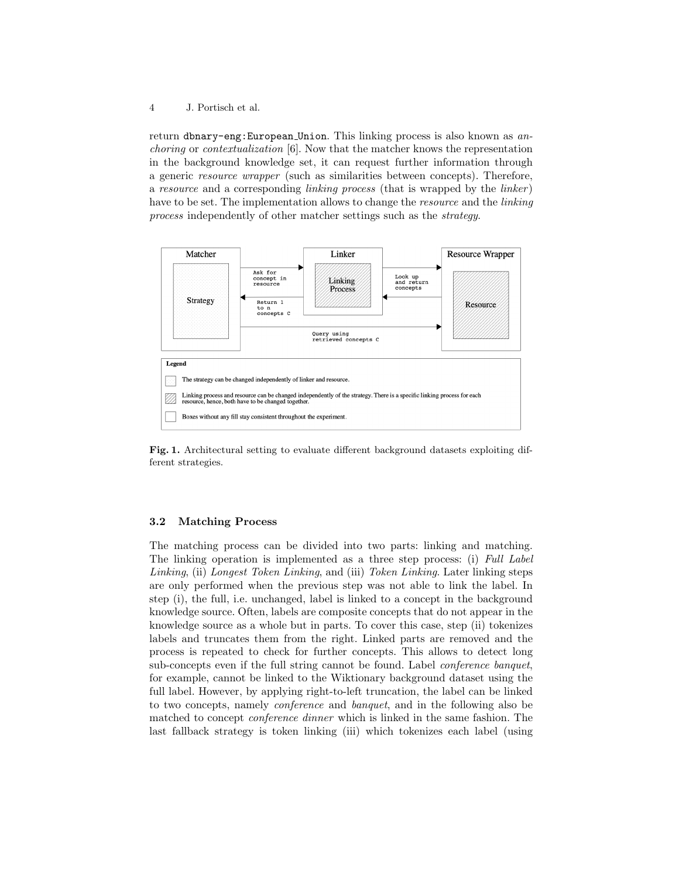return `dbnary-eng:European_Union`. This linking process is also known as *anchoring* or *contextualization* [6]. Now that the matcher knows the representation in the background knowledge set, it can request further information through a generic *resource wrapper* (such as similarities between concepts). Therefore, a *resource* and a corresponding *linking process* (that is wrapped by the *linker*) have to be set. The implementation allows to change the *resource* and the *linking process* independently of other matcher settings such as the *strategy*.

Matcher
Strategy
Ask for concept in resource
Return 1 to n concepts C
Linker
Linking Process
Look up and return concepts
Resource Wrapper
Resource
Query using retrieved concepts C

Legend
The strategy can be changed independently of linker and resource.
Linking process and resource can be changed independently of the strategy. There is a specific linking process for each resource, hence, both have to be changed together.
Boxes without any fill stay consistent throughout the experiment.

**Fig. 1.** Architectural setting to evaluate different background datasets exploiting different strategies.

### 3.2 Matching Process

The matching process can be divided into two parts: linking and matching. The linking operation is implemented as a three step process: (i) *Full Label Linking*, (ii) *Longest Token Linking*, and (iii) *Token Linking*. Later linking steps are only performed when the previous step was not able to link the label. In step (i), the full, i.e. unchanged, label is linked to a concept in the background knowledge source. Often, labels are composite concepts that do not appear in the knowledge source as a whole but in parts. To cover this case, step (ii) tokenizes labels and truncates them from the right. Linked parts are removed and the process is repeated to check for further concepts. This allows to detect long sub-concepts even if the full string cannot be found. Label *conference banquet*, for example, cannot be linked to the Wiktionary background dataset using the full label. However, by applying right-to-left truncation, the label can be linked to two concepts, namely *conference* and *banquet*, and in the following also be matched to concept *conference dinner* which is linked in the same fashion. The last fallback strategy is token linking (iii) which tokenizes each label (using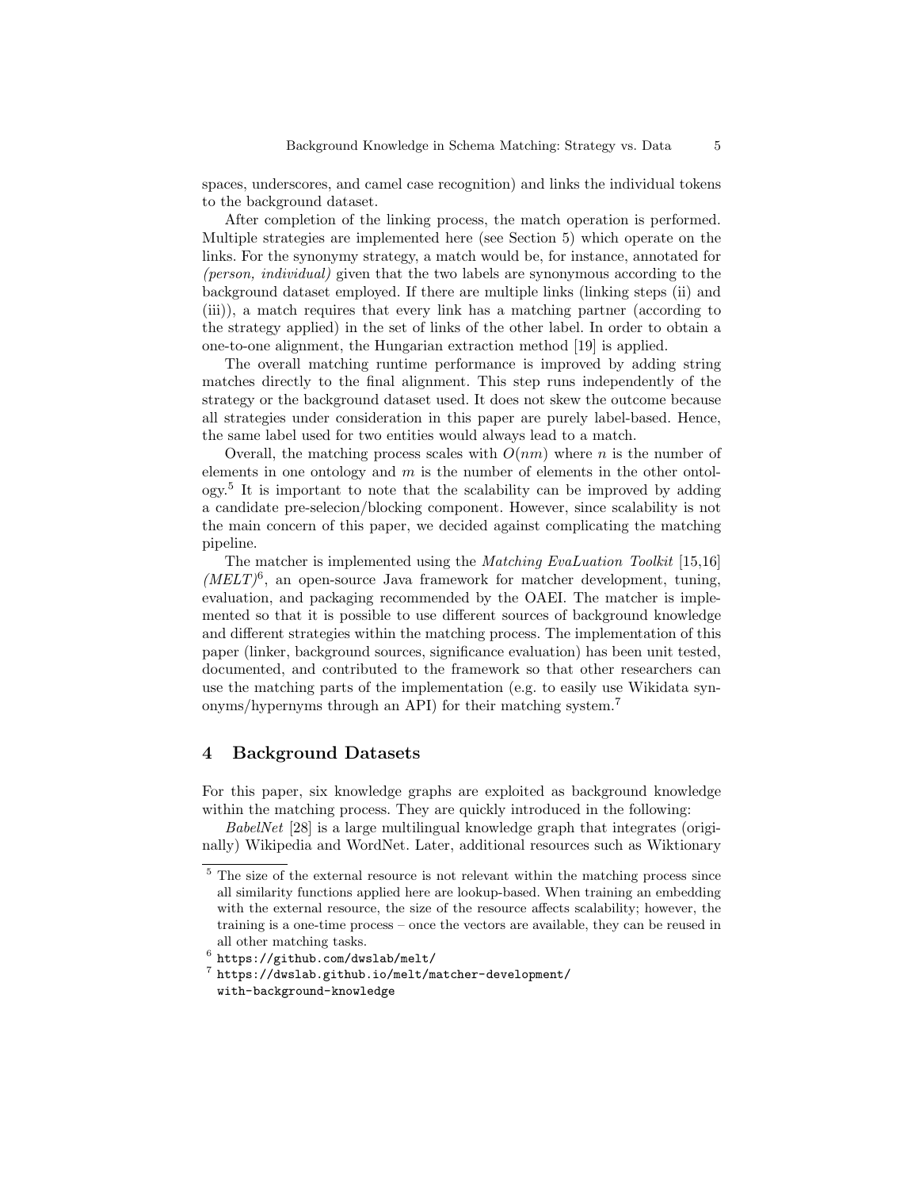spaces, underscores, and camel case recognition) and links the individual tokens to the background dataset.

After completion of the linking process, the match operation is performed. Multiple strategies are implemented here (see Section 5) which operate on the links. For the synonymy strategy, a match would be, for instance, annotated for *(person, individual)* given that the two labels are synonymous according to the background dataset employed. If there are multiple links (linking steps (ii) and (iii)), a match requires that every link has a matching partner (according to the strategy applied) in the set of links of the other label. In order to obtain a one-to-one alignment, the Hungarian extraction method [19] is applied.

The overall matching runtime performance is improved by adding string matches directly to the final alignment. This step runs independently of the strategy or the background dataset used. It does not skew the outcome because all strategies under consideration in this paper are purely label-based. Hence, the same label used for two entities would always lead to a match.

Overall, the matching process scales with $O(nm)$ where $n$ is the number of elements in one ontology and $m$ is the number of elements in the other ontology.[5] It is important to note that the scalability can be improved by adding a candidate pre-selecion/blocking component. However, since scalability is not the main concern of this paper, we decided against complicating the matching pipeline.

The matcher is implemented using the *Matching EvaLuation Toolkit* [15,16] *(MELT)*[6], an open-source Java framework for matcher development, tuning, evaluation, and packaging recommended by the OAEI. The matcher is implemented so that it is possible to use different sources of background knowledge and different strategies within the matching process. The implementation of this paper (linker, background sources, significance evaluation) has been unit tested, documented, and contributed to the framework so that other researchers can use the matching parts of the implementation (e.g. to easily use Wikidata synonyms/hypernyms through an API) for their matching system.[7]

## 4 Background Datasets

For this paper, six knowledge graphs are exploited as background knowledge within the matching process. They are quickly introduced in the following:

*BabelNet* [28] is a large multilingual knowledge graph that integrates (originally) Wikipedia and WordNet. Later, additional resources such as Wiktionary

---

[5] The size of the external resource is not relevant within the matching process since all similarity functions applied here are lookup-based. When training an embedding with the external resource, the size of the resource affects scalability; however, the training is a one-time process – once the vectors are available, they can be reused in all other matching tasks.

[6] https://github.com/dwslab/melt/

[7] https://dwslab.github.io/melt/matcher-development/with-background-knowledge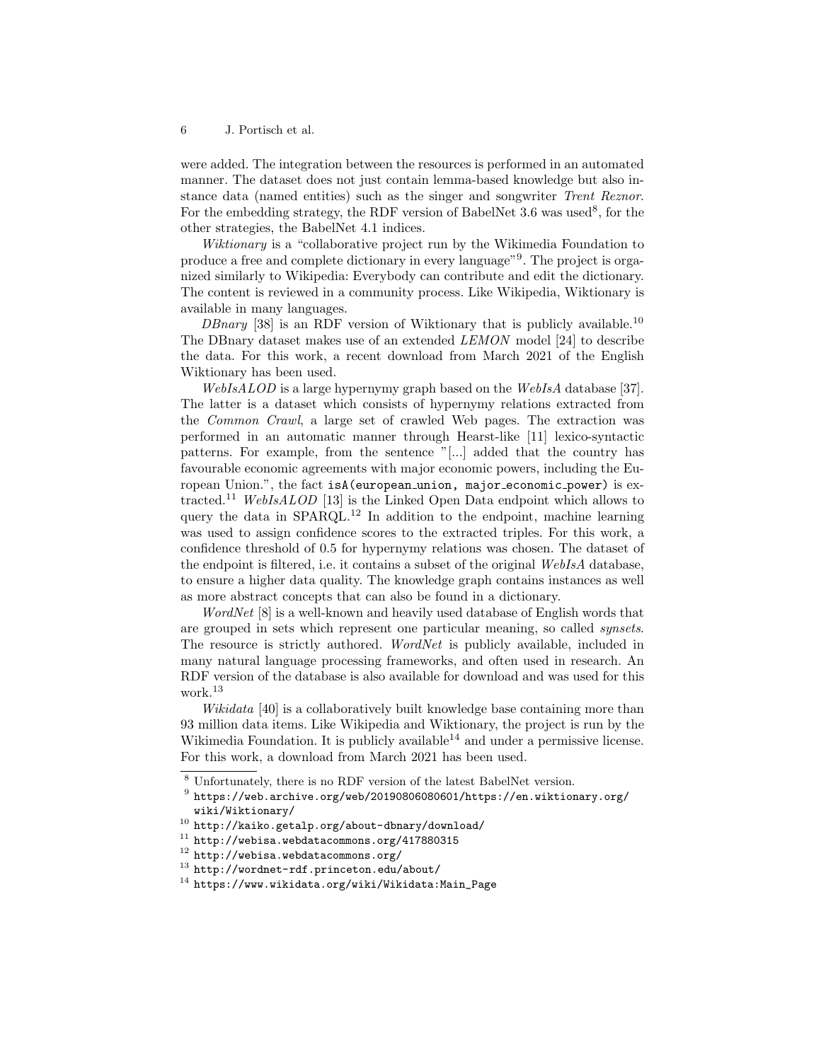were added. The integration between the resources is performed in an automated manner. The dataset does not just contain lemma-based knowledge but also instance data (named entities) such as the singer and songwriter *Trent Reznor*. For the embedding strategy, the RDF version of BabelNet 3.6 was used[8], for the other strategies, the BabelNet 4.1 indices.

*Wiktionary* is a "collaborative project run by the Wikimedia Foundation to produce a free and complete dictionary in every language"[9]. The project is organized similarly to Wikipedia: Everybody can contribute and edit the dictionary. The content is reviewed in a community process. Like Wikipedia, Wiktionary is available in many languages.

*DBnary* [38] is an RDF version of Wiktionary that is publicly available.[10] The DBnary dataset makes use of an extended *LEMON* model [24] to describe the data. For this work, a recent download from March 2021 of the English Wiktionary has been used.

*WebIsALOD* is a large hypernymy graph based on the *WebIsA* database [37]. The latter is a dataset which consists of hypernymy relations extracted from the *Common Crawl*, a large set of crawled Web pages. The extraction was performed in an automatic manner through Hearst-like [11] lexico-syntactic patterns. For example, from the sentence "[...] added that the country has favourable economic agreements with major economic powers, including the European Union.", the fact `isA(european_union, major_economic_power)` is extracted.[11] *WebIsALOD* [13] is the Linked Open Data endpoint which allows to query the data in SPARQL.[12] In addition to the endpoint, machine learning was used to assign confidence scores to the extracted triples. For this work, a confidence threshold of 0.5 for hypernymy relations was chosen. The dataset of the endpoint is filtered, i.e. it contains a subset of the original *WebIsA* database, to ensure a higher data quality. The knowledge graph contains instances as well as more abstract concepts that can also be found in a dictionary.

*WordNet* [8] is a well-known and heavily used database of English words that are grouped in sets which represent one particular meaning, so called *synsets*. The resource is strictly authored. *WordNet* is publicly available, included in many natural language processing frameworks, and often used in research. An RDF version of the database is also available for download and was used for this work.[13]

*Wikidata* [40] is a collaboratively built knowledge base containing more than 93 million data items. Like Wikipedia and Wiktionary, the project is run by the Wikimedia Foundation. It is publicly available[14] and under a permissive license. For this work, a download from March 2021 has been used.

---

[8] Unfortunately, there is no RDF version of the latest BabelNet version.

[9] `https://web.archive.org/web/20190806080601/https://en.wiktionary.org/wiki/Wiktionary/`

[10] `http://kaiko.getalp.org/about-dbnary/download/`

[11] `http://webisa.webdatacommons.org/417880315`

[12] `http://webisa.webdatacommons.org/`

[13] `http://wordnet-rdf.princeton.edu/about/`

[14] `https://www.wikidata.org/wiki/Wikidata:Main_Page`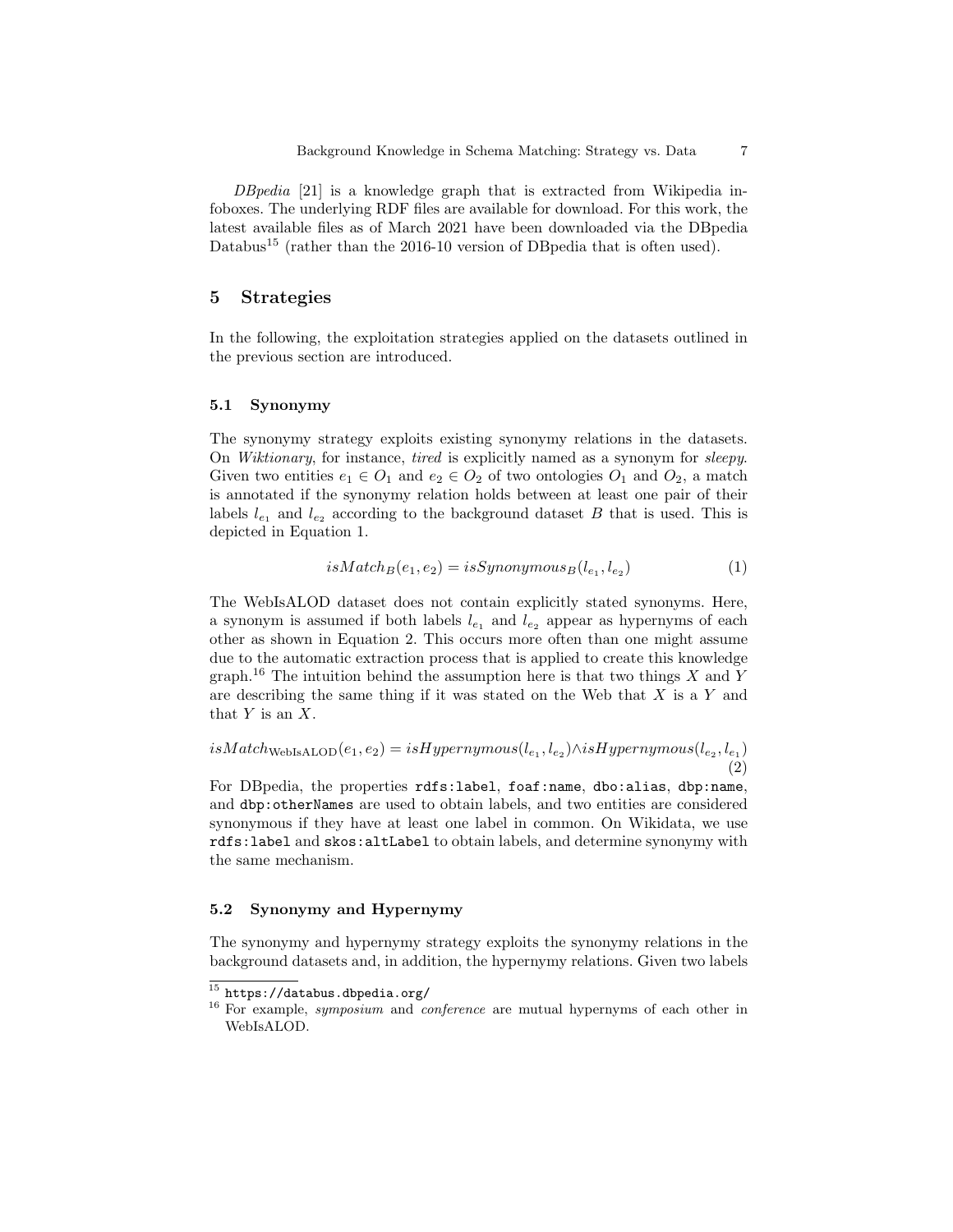*DBpedia* [21] is a knowledge graph that is extracted from Wikipedia infoboxes. The underlying RDF files are available for download. For this work, the latest available files as of March 2021 have been downloaded via the DBpedia Databus[15] (rather than the 2016-10 version of DBpedia that is often used).

## 5 Strategies

In the following, the exploitation strategies applied on the datasets outlined in the previous section are introduced.

### 5.1 Synonymy

The synonymy strategy exploits existing synonymy relations in the datasets. On *Wiktionary*, for instance, *tired* is explicitly named as a synonym for *sleepy*. Given two entities $e_1 \in O_1$ and $e_2 \in O_2$ of two ontologies $O_1$ and $O_2$, a match is annotated if the synonymy relation holds between at least one pair of their labels $l_{e_1}$ and $l_{e_2}$ according to the background dataset $B$ that is used. This is depicted in Equation 1.

$$isMatch_B(e_1, e_2) = isSynonymous_B(l_{e_1}, l_{e_2}) \tag{1}$$

The WebIsALOD dataset does not contain explicitly stated synonyms. Here, a synonym is assumed if both labels $l_{e_1}$ and $l_{e_2}$ appear as hypernyms of each other as shown in Equation 2. This occurs more often than one might assume due to the automatic extraction process that is applied to create this knowledge graph.[16] The intuition behind the assumption here is that two things $X$ and $Y$ are describing the same thing if it was stated on the Web that $X$ is a $Y$ and that $Y$ is an $X$.

$$isMatch_{\text{WebIsALOD}}(e_1, e_2) = isHypernymous(l_{e_1}, l_{e_2}) \land isHypernymous(l_{e_2}, l_{e_1}) \tag{2}$$

For DBpedia, the properties `rdfs:label`, `foaf:name`, `dbo:alias`, `dbp:name`, and `dbp:otherNames` are used to obtain labels, and two entities are considered synonymous if they have at least one label in common. On Wikidata, we use `rdfs:label` and `skos:altLabel` to obtain labels, and determine synonymy with the same mechanism.

### 5.2 Synonymy and Hypernymy

The synonymy and hypernymy strategy exploits the synonymy relations in the background datasets and, in addition, the hypernymy relations. Given two labels

[15] https://databus.dbpedia.org/

[16] For example, *symposium* and *conference* are mutual hypernyms of each other in WebIsALOD.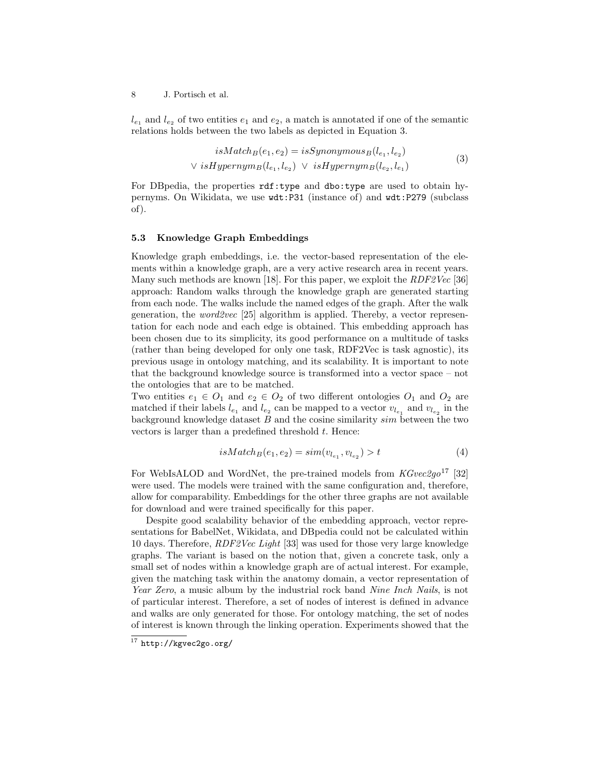$l_{e_1}$ and $l_{e_2}$ of two entities $e_1$ and $e_2$, a match is annotated if one of the semantic relations holds between the two labels as depicted in Equation 3.

$$\begin{aligned} isMatch_B(e_1, e_2) = isSynonymous_B(l_{e_1}, l_{e_2}) \\ \vee\ isHypernym_B(l_{e_1}, l_{e_2})\ \vee\ isHypernym_B(l_{e_2}, l_{e_1}) \end{aligned} \tag{3}$$

For DBpedia, the properties `rdf:type` and `dbo:type` are used to obtain hypernyms. On Wikidata, we use `wdt:P31` (instance of) and `wdt:P279` (subclass of).

### 5.3 Knowledge Graph Embeddings

Knowledge graph embeddings, i.e. the vector-based representation of the elements within a knowledge graph, are a very active research area in recent years. Many such methods are known [18]. For this paper, we exploit the *RDF2Vec* [36] approach: Random walks through the knowledge graph are generated starting from each node. The walks include the named edges of the graph. After the walk generation, the *word2vec* [25] algorithm is applied. Thereby, a vector representation for each node and each edge is obtained. This embedding approach has been chosen due to its simplicity, its good performance on a multitude of tasks (rather than being developed for only one task, RDF2Vec is task agnostic), its previous usage in ontology matching, and its scalability. It is important to note that the background knowledge source is transformed into a vector space – not the ontologies that are to be matched.

Two entities $e_1 \in O_1$ and $e_2 \in O_2$ of two different ontologies $O_1$ and $O_2$ are matched if their labels $l_{e_1}$ and $l_{e_2}$ can be mapped to a vector $v_{l_{e_1}}$ and $v_{l_{e_2}}$ in the background knowledge dataset $B$ and the cosine similarity $sim$ between the two vectors is larger than a predefined threshold $t$. Hence:

$$isMatch_B(e_1, e_2) = sim(v_{l_{e_1}}, v_{l_{e_2}}) > t \tag{4}$$

For WebIsALOD and WordNet, the pre-trained models from *KGvec2go*[17] [32] were used. The models were trained with the same configuration and, therefore, allow for comparability. Embeddings for the other three graphs are not available for download and were trained specifically for this paper.

Despite good scalability behavior of the embedding approach, vector representations for BabelNet, Wikidata, and DBpedia could not be calculated within 10 days. Therefore, *RDF2Vec Light* [33] was used for those very large knowledge graphs. The variant is based on the notion that, given a concrete task, only a small set of nodes within a knowledge graph are of actual interest. For example, given the matching task within the anatomy domain, a vector representation of *Year Zero*, a music album by the industrial rock band *Nine Inch Nails*, is not of particular interest. Therefore, a set of nodes of interest is defined in advance and walks are only generated for those. For ontology matching, the set of nodes of interest is known through the linking operation. Experiments showed that the

[17] `http://kgvec2go.org/`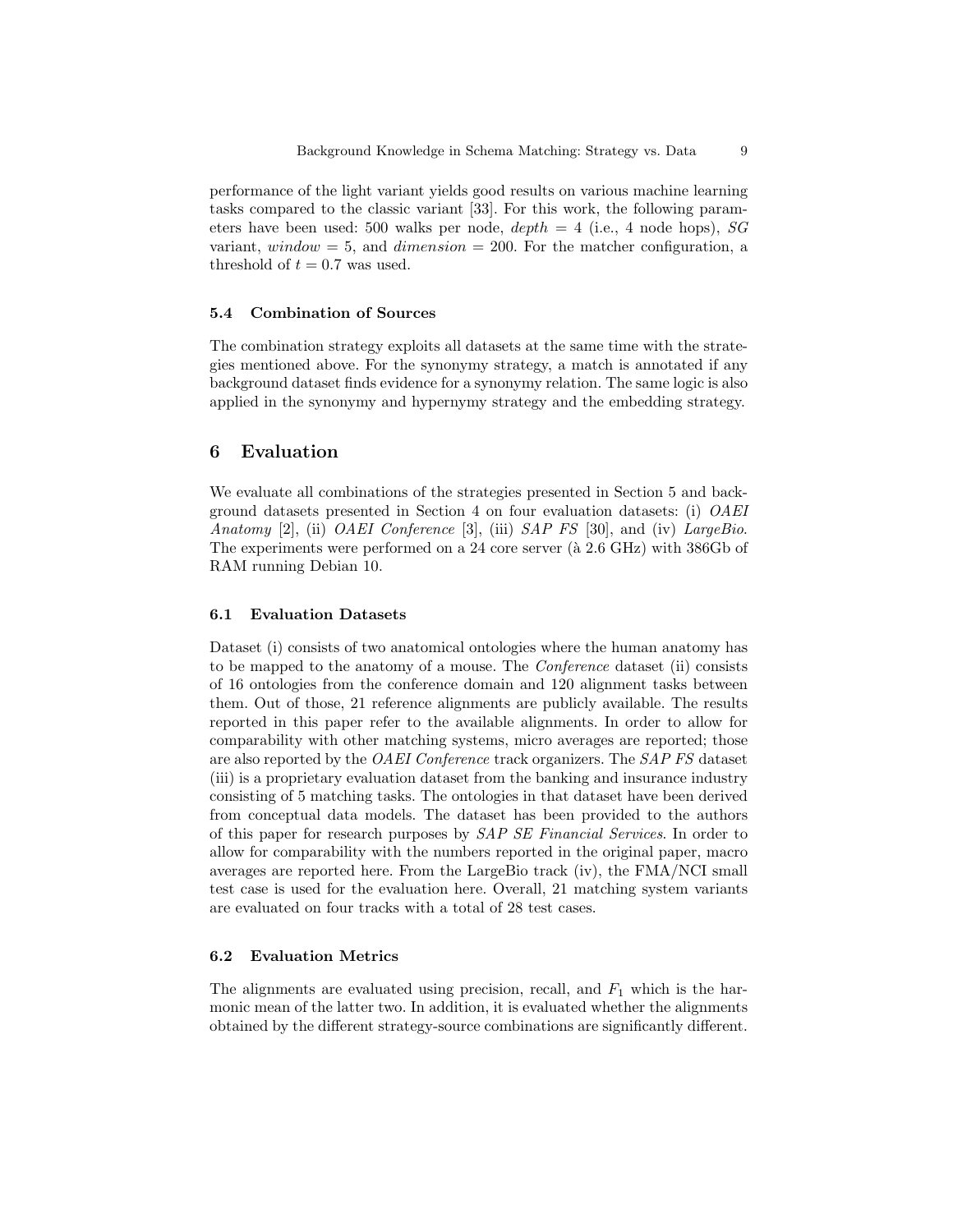performance of the light variant yields good results on various machine learning tasks compared to the classic variant [33]. For this work, the following parameters have been used: 500 walks per node, *depth* = 4 (i.e., 4 node hops), *SG* variant, *window* = 5, and *dimension* = 200. For the matcher configuration, a threshold of $t = 0.7$ was used.

### 5.4 Combination of Sources

The combination strategy exploits all datasets at the same time with the strategies mentioned above. For the synonymy strategy, a match is annotated if any background dataset finds evidence for a synonymy relation. The same logic is also applied in the synonymy and hypernymy strategy and the embedding strategy.

## 6 Evaluation

We evaluate all combinations of the strategies presented in Section 5 and background datasets presented in Section 4 on four evaluation datasets: (i) *OAEI Anatomy* [2], (ii) *OAEI Conference* [3], (iii) *SAP FS* [30], and (iv) *LargeBio*. The experiments were performed on a 24 core server (à 2.6 GHz) with 386Gb of RAM running Debian 10.

### 6.1 Evaluation Datasets

Dataset (i) consists of two anatomical ontologies where the human anatomy has to be mapped to the anatomy of a mouse. The *Conference* dataset (ii) consists of 16 ontologies from the conference domain and 120 alignment tasks between them. Out of those, 21 reference alignments are publicly available. The results reported in this paper refer to the available alignments. In order to allow for comparability with other matching systems, micro averages are reported; those are also reported by the *OAEI Conference* track organizers. The *SAP FS* dataset (iii) is a proprietary evaluation dataset from the banking and insurance industry consisting of 5 matching tasks. The ontologies in that dataset have been derived from conceptual data models. The dataset has been provided to the authors of this paper for research purposes by *SAP SE Financial Services*. In order to allow for comparability with the numbers reported in the original paper, macro averages are reported here. From the LargeBio track (iv), the FMA/NCI small test case is used for the evaluation here. Overall, 21 matching system variants are evaluated on four tracks with a total of 28 test cases.

### 6.2 Evaluation Metrics

The alignments are evaluated using precision, recall, and $F_1$ which is the harmonic mean of the latter two. In addition, it is evaluated whether the alignments obtained by the different strategy-source combinations are significantly different.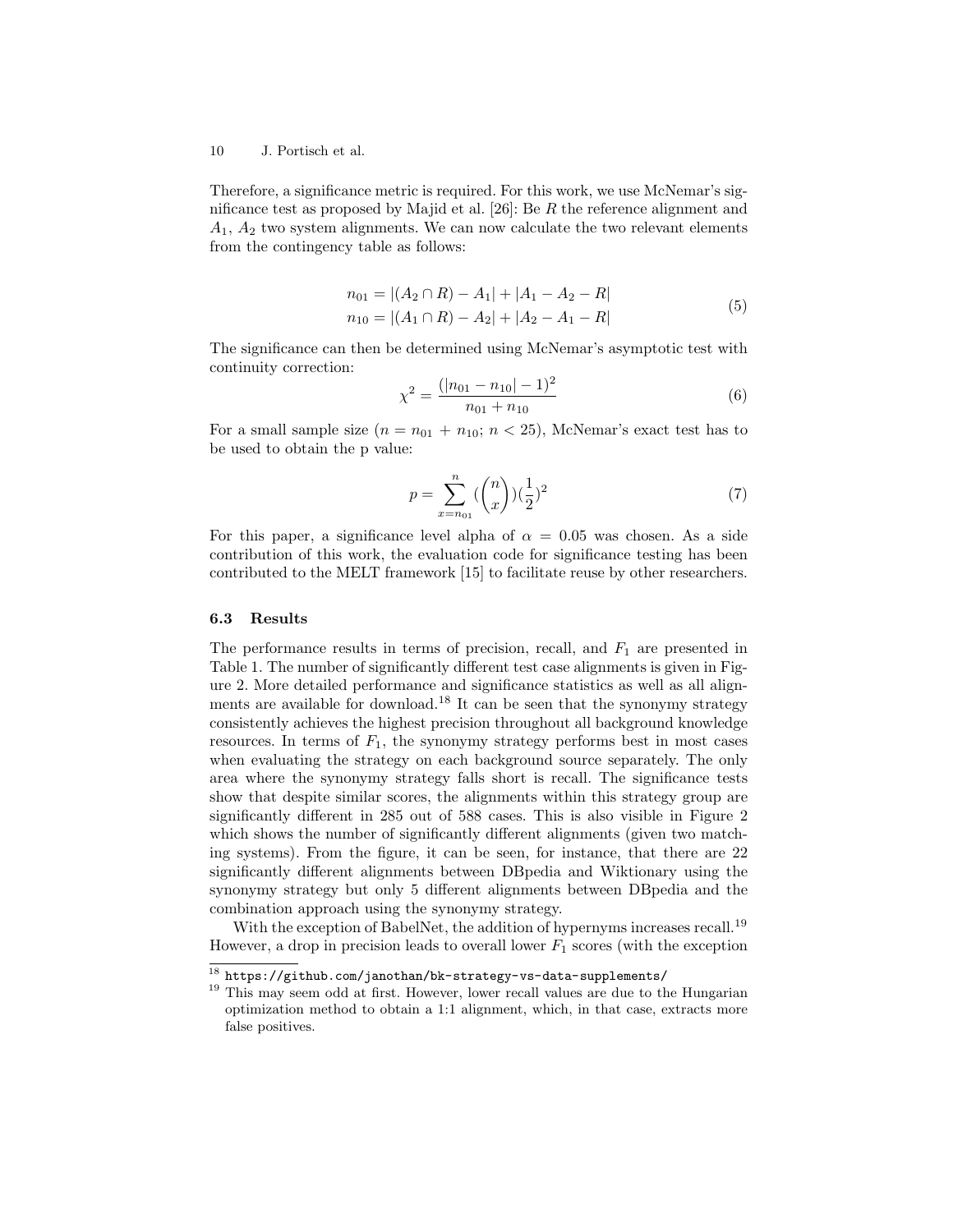Therefore, a significance metric is required. For this work, we use McNemar's significance test as proposed by Majid et al. [26]: Be $R$ the reference alignment and $A_1$, $A_2$ two system alignments. We can now calculate the two relevant elements from the contingency table as follows:

$$
\begin{aligned}
n_{01} &= |(A_2 \cap R) - A_1| + |A_1 - A_2 - R| \\
n_{10} &= |(A_1 \cap R) - A_2| + |A_2 - A_1 - R|
\end{aligned}
\tag{5}
$$

The significance can then be determined using McNemar's asymptotic test with continuity correction:

$$
\chi^2 = \frac{(|n_{01} - n_{10}| - 1)^2}{n_{01} + n_{10}} \tag{6}
$$

For a small sample size ($n = n_{01} + n_{10}$; $n < 25$), McNemar's exact test has to be used to obtain the p value:

$$
p = \sum_{x=n_{01}}^{n} (\binom{n}{x})(\frac{1}{2})^2 \tag{7}
$$

For this paper, a significance level alpha of $\alpha = 0.05$ was chosen. As a side contribution of this work, the evaluation code for significance testing has been contributed to the MELT framework [15] to facilitate reuse by other researchers.

### 6.3 Results

The performance results in terms of precision, recall, and $F_1$ are presented in Table 1. The number of significantly different test case alignments is given in Figure 2. More detailed performance and significance statistics as well as all alignments are available for download.[18] It can be seen that the synonymy strategy consistently achieves the highest precision throughout all background knowledge resources. In terms of $F_1$, the synonymy strategy performs best in most cases when evaluating the strategy on each background source separately. The only area where the synonymy strategy falls short is recall. The significance tests show that despite similar scores, the alignments within this strategy group are significantly different in 285 out of 588 cases. This is also visible in Figure 2 which shows the number of significantly different alignments (given two matching systems). From the figure, it can be seen, for instance, that there are 22 significantly different alignments between DBpedia and Wiktionary using the synonymy strategy but only 5 different alignments between DBpedia and the combination approach using the synonymy strategy.

With the exception of BabelNet, the addition of hypernyms increases recall.[19] However, a drop in precision leads to overall lower $F_1$ scores (with the exception

[18] `https://github.com/janothan/bk-strategy-vs-data-supplements/`

[19] This may seem odd at first. However, lower recall values are due to the Hungarian optimization method to obtain a 1:1 alignment, which, in that case, extracts more false positives.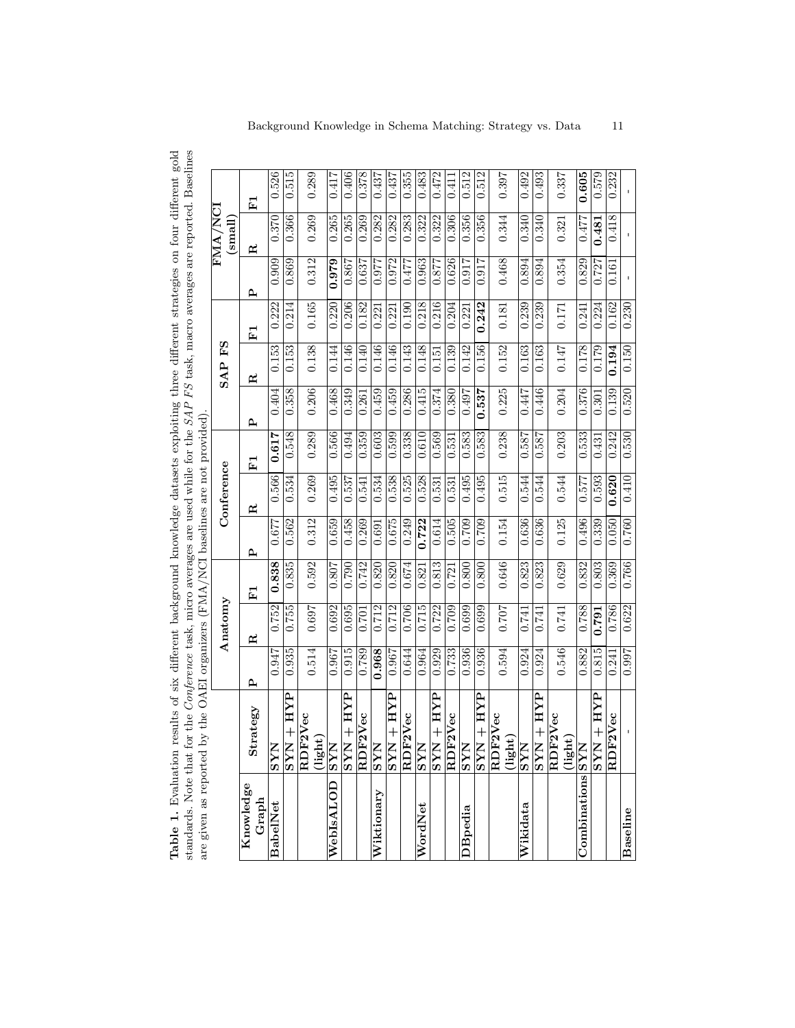**Table 1.** Evaluation results of six different background knowledge datasets exploiting three different strategies on four different gold standards. Note that for the *Conference* task, micro averages are used while for the *SAP FS* task, macro averages are reported. Baselines are given as reported by the OAEI organizers (FMA/NCI baselines are not provided).

| Knowledge Graph | Strategy | Anatomy | | | Conference | | | SAP FS | | | FMA/NCI (small) | | |
|---|---|---|---|---|---|---|---|---|---|---|---|---|---|
| | | **P** | **R** | **F1** | **P** | **R** | **F1** | **P** | **R** | **F1** | **P** | **R** | **F1** |
| **BabelNet** | **SYN** | 0.947 | 0.752 | **0.838** | 0.677 | 0.566 | **0.617** | 0.404 | 0.153 | 0.222 | 0.909 | 0.370 | 0.526 |
| | **SYN + HYP** | 0.935 | 0.755 | 0.835 | 0.562 | 0.534 | 0.548 | 0.358 | 0.153 | 0.214 | 0.869 | 0.366 | 0.515 |
| | **RDF2Vec (light)** | 0.514 | 0.697 | 0.592 | 0.312 | 0.269 | 0.289 | 0.206 | 0.138 | 0.165 | 0.312 | 0.269 | 0.289 |
| **WebIsALOD** | **SYN** | 0.967 | 0.692 | 0.807 | 0.659 | 0.495 | 0.566 | 0.468 | 0.144 | 0.220 | **0.979** | 0.265 | 0.417 |
| | **SYN + HYP** | 0.915 | 0.695 | 0.790 | 0.458 | 0.537 | 0.494 | 0.349 | 0.146 | 0.206 | 0.867 | 0.265 | 0.406 |
| | **RDF2Vec** | 0.789 | 0.701 | 0.742 | 0.269 | 0.541 | 0.359 | 0.261 | 0.140 | 0.182 | 0.637 | 0.269 | 0.378 |
| **Wiktionary** | **SYN** | **0.968** | 0.712 | 0.820 | 0.691 | 0.534 | 0.603 | 0.459 | 0.146 | 0.221 | 0.977 | 0.282 | 0.437 |
| | **SYN + HYP** | 0.967 | 0.712 | 0.820 | 0.675 | 0.538 | 0.599 | 0.459 | 0.146 | 0.221 | 0.972 | 0.282 | 0.437 |
| | **RDF2Vec** | 0.644 | 0.706 | 0.674 | 0.249 | 0.525 | 0.338 | 0.286 | 0.143 | 0.190 | 0.477 | 0.283 | 0.355 |
| **WordNet** | **SYN** | 0.964 | 0.715 | 0.821 | **0.722** | 0.528 | 0.610 | 0.415 | 0.148 | 0.218 | 0.963 | 0.322 | 0.483 |
| | **SYN + HYP** | 0.929 | 0.722 | 0.813 | 0.614 | 0.531 | 0.569 | 0.374 | 0.151 | 0.216 | 0.877 | 0.322 | 0.472 |
| | **RDF2Vec** | 0.733 | 0.709 | 0.721 | 0.505 | 0.531 | 0.531 | 0.380 | 0.139 | 0.204 | 0.626 | 0.306 | 0.411 |
| **DBpedia** | **SYN** | 0.936 | 0.699 | 0.800 | 0.709 | 0.495 | 0.583 | 0.497 | 0.142 | 0.221 | 0.917 | 0.356 | 0.512 |
| | **SYN + HYP** | 0.936 | 0.699 | 0.800 | 0.709 | 0.495 | 0.583 | **0.537** | 0.156 | **0.242** | 0.917 | 0.356 | 0.512 |
| | **RDF2Vec (light)** | 0.594 | 0.707 | 0.646 | 0.154 | 0.515 | 0.238 | 0.225 | 0.152 | 0.181 | 0.468 | 0.344 | 0.397 |
| **Wikidata** | **SYN** | 0.924 | 0.741 | 0.823 | 0.636 | 0.544 | 0.587 | 0.447 | 0.163 | 0.239 | 0.894 | 0.340 | 0.492 |
| | **SYN + HYP** | 0.924 | 0.741 | 0.823 | 0.636 | 0.544 | 0.587 | 0.446 | 0.163 | 0.239 | 0.894 | 0.340 | 0.493 |
| | **RDF2Vec (light)** | 0.546 | 0.741 | 0.629 | 0.125 | 0.544 | 0.203 | 0.204 | 0.147 | 0.171 | 0.354 | 0.321 | 0.337 |
| **Combinations** | **SYN** | 0.882 | 0.788 | 0.832 | 0.496 | 0.577 | 0.533 | 0.376 | 0.178 | 0.241 | 0.829 | 0.477 | **0.605** |
| | **SYN + HYP** | 0.815 | **0.791** | 0.803 | 0.339 | 0.593 | 0.431 | 0.301 | 0.179 | 0.224 | 0.727 | **0.481** | 0.579 |
| | **RDF2Vec** | 0.241 | 0.786 | 0.369 | 0.050 | **0.620** | 0.242 | 0.139 | **0.194** | 0.162 | 0.161 | 0.418 | 0.232 |
| **Baseline** | - | 0.997 | 0.622 | 0.766 | 0.760 | 0.410 | 0.530 | 0.520 | 0.150 | 0.230 | - | - | - |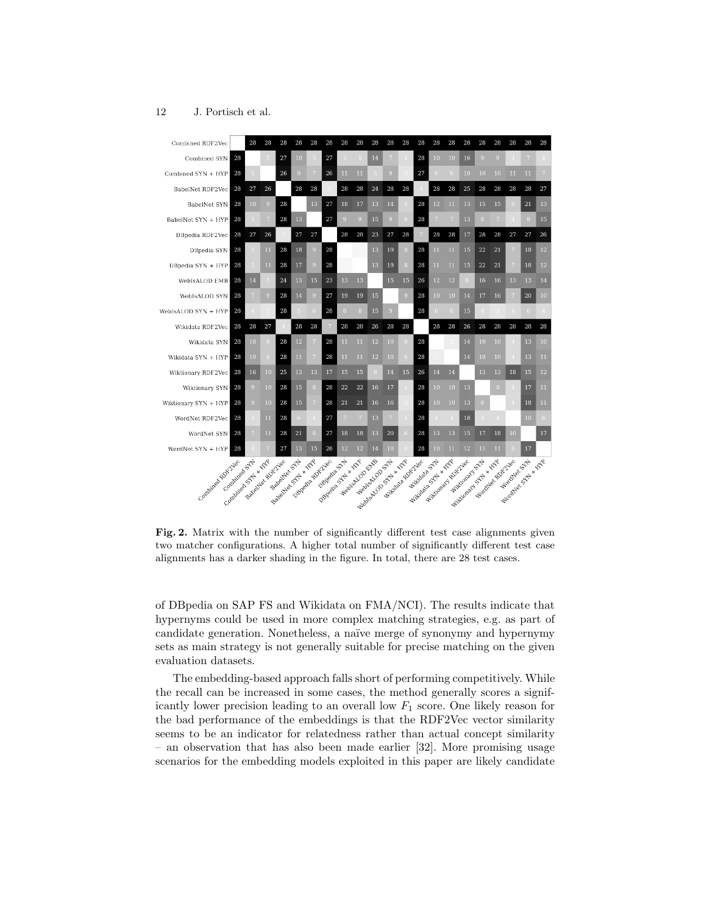| | Combined RDF2Vec | Combined SYN | Combined SYN + HYP | BabelNet RDF2Vec | BabelNet SYN | BabelNet SYN + HYP | DBpedia RDF2Vec | DBpedia SYN | DBpedia SYN + HYP | WebIsALOD EMB | WebIsALOD SYN | WebIsALOD SYN + HYP | Wikidata RDF2Vec | Wikidata SYN | Wikidata SYN + HYP | Wiktionary RDF2Vec | Wiktionary SYN | Wiktionary SYN + HYP | WordNet RDF2Vec | WordNet SYN | WordNet SYN + HYP |
|---|---|---|---|---|---|---|---|---|---|---|---|---|---|---|---|---|---|---|---|---|---|
| Combined RDF2Vec | | 28 | 28 | 28 | 28 | 28 | 28 | 28 | 28 | 28 | 28 | 28 | 28 | 28 | 28 | 28 | 28 | 28 | 28 | 28 | 28 |
| Combined SYN | 28 | | 5 | 27 | 10 | 5 | 27 | 5 | 5 | 14 | 7 | 4 | 28 | 10 | 10 | 16 | 9 | 9 | 4 | 7 | 4 |
| Combined SYN + HYP | 28 | 5 | | 26 | 9 | 7 | 26 | 11 | 11 | 5 | 9 | 3 | 27 | 6 | 6 | 10 | 10 | 10 | 11 | 11 | 7 |
| BabelNet RDF2Vec | 28 | 27 | 26 | | 28 | 28 | 3 | 28 | 28 | 24 | 28 | 28 | 4 | 28 | 28 | 25 | 28 | 28 | 28 | 28 | 27 |
| BabelNet SYN | 28 | 10 | 9 | 28 | | 13 | 27 | 18 | 17 | 13 | 14 | 5 | 28 | 12 | 11 | 13 | 15 | 15 | 6 | 21 | 13 |
| BabelNet SYN + HYP | 28 | 5 | 7 | 28 | 13 | | 27 | 9 | 9 | 15 | 9 | 6 | 28 | 7 | 7 | 13 | 8 | 7 | 4 | 8 | 15 |
| DBpedia RDF2Vec | 28 | 27 | 26 | 3 | 27 | 27 | | 28 | 28 | 23 | 27 | 28 | 7 | 28 | 28 | 17 | 28 | 28 | 27 | 27 | 26 |
| DBpedia SYN | 28 | 5 | 11 | 28 | 18 | 9 | 28 | | 1 | 13 | 19 | 8 | 28 | 11 | 11 | 15 | 22 | 21 | 7 | 18 | 12 |
| DBpedia SYN + HYP | 28 | 5 | 11 | 28 | 17 | 9 | 28 | 1 | | 13 | 19 | 8 | 28 | 11 | 11 | 15 | 22 | 21 | 7 | 18 | 12 |
| WebIsALOD EMB | 28 | 14 | 5 | 24 | 13 | 15 | 23 | 13 | 13 | | 15 | 15 | 26 | 12 | 12 | 6 | 16 | 16 | 13 | 13 | 14 |
| WebIsALOD SYN | 28 | 7 | 9 | 28 | 14 | 9 | 27 | 19 | 19 | 15 | | 9 | 28 | 10 | 10 | 14 | 17 | 16 | 7 | 20 | 10 |
| WebIsALOD SYN + HYP | 28 | 4 | 3 | 28 | 5 | 6 | 28 | 8 | 8 | 15 | 9 | | 28 | 6 | 6 | 15 | 4 | 3 | 4 | 6 | 4 |
| Wikidata RDF2Vec | 28 | 28 | 27 | 4 | 28 | 28 | 7 | 28 | 28 | 26 | 28 | 28 | | 28 | 28 | 26 | 28 | 28 | 28 | 28 | 28 |
| Wikidata SYN | 28 | 10 | 6 | 28 | 12 | 7 | 28 | 11 | 11 | 12 | 10 | 6 | 28 | | 2 | 14 | 10 | 10 | 4 | 13 | 10 |
| Wikidata SYN + HYP | 28 | 10 | 6 | 28 | 11 | 7 | 28 | 11 | 11 | 12 | 10 | 6 | 28 | 2 | | 14 | 10 | 10 | 4 | 13 | 11 |
| Wiktionary RDF2Vec | 28 | 16 | 10 | 25 | 13 | 13 | 17 | 15 | 15 | 6 | 14 | 15 | 26 | 14 | 14 | | 13 | 13 | 18 | 15 | 12 |
| Wiktionary SYN | 28 | 9 | 10 | 28 | 15 | 8 | 28 | 22 | 22 | 16 | 17 | 4 | 28 | 10 | 10 | 13 | | 8 | 4 | 17 | 11 |
| Wiktionary SYN + HYP | 28 | 9 | 10 | 28 | 15 | 7 | 28 | 21 | 21 | 16 | 16 | 3 | 28 | 10 | 10 | 13 | 8 | | 4 | 18 | 11 |
| WordNet RDF2Vec | 28 | 4 | 11 | 28 | 6 | 4 | 27 | 7 | 7 | 13 | 7 | 4 | 28 | 4 | 4 | 18 | 4 | 4 | | 10 | 6 |
| WordNet SYN | 28 | 7 | 11 | 28 | 21 | 8 | 27 | 18 | 18 | 13 | 20 | 6 | 28 | 13 | 13 | 15 | 17 | 18 | 10 | | 17 |
| WordNet SYN + HYP | 28 | 4 | 7 | 27 | 13 | 15 | 26 | 12 | 12 | 14 | 10 | 4 | 28 | 10 | 11 | 12 | 11 | 11 | 6 | 17 | |

**Fig. 2.** Matrix with the number of significantly different test case alignments given two matcher configurations. A higher total number of significantly different test case alignments has a darker shading in the figure. In total, there are 28 test cases.

of DBpedia on SAP FS and Wikidata on FMA/NCI). The results indicate that hypernyms could be used in more complex matching strategies, e.g. as part of candidate generation. Nonetheless, a naïve merge of synonymy and hypernymy sets as main strategy is not generally suitable for precise matching on the given evaluation datasets.

The embedding-based approach falls short of performing competitively. While the recall can be increased in some cases, the method generally scores a significantly lower precision leading to an overall low $F_1$ score. One likely reason for the bad performance of the embeddings is that the RDF2Vec vector similarity seems to be an indicator for relatedness rather than actual concept similarity – an observation that has also been made earlier [32]. More promising usage scenarios for the embedding models exploited in this paper are likely candidate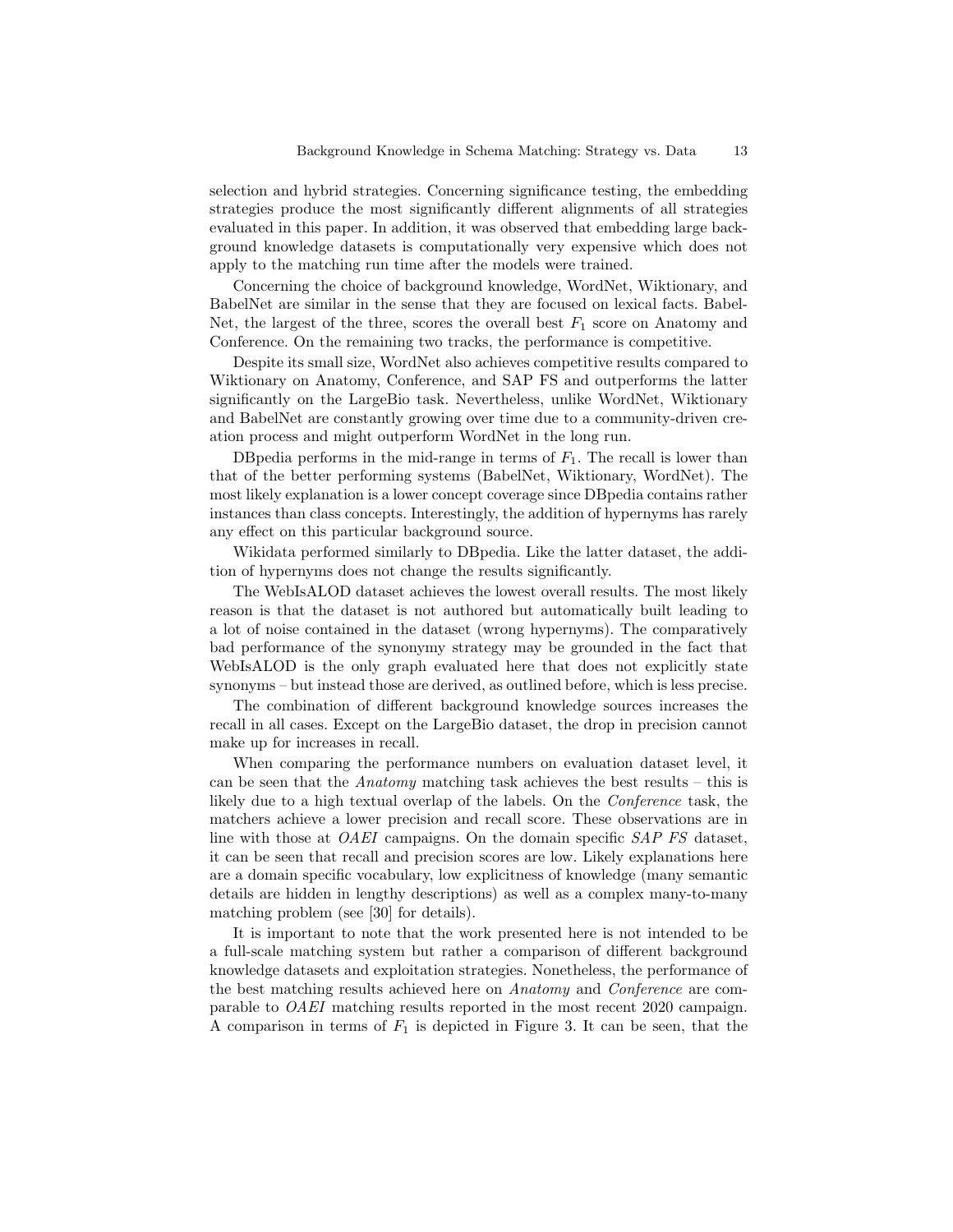selection and hybrid strategies. Concerning significance testing, the embedding strategies produce the most significantly different alignments of all strategies evaluated in this paper. In addition, it was observed that embedding large background knowledge datasets is computationally very expensive which does not apply to the matching run time after the models were trained.

Concerning the choice of background knowledge, WordNet, Wiktionary, and BabelNet are similar in the sense that they are focused on lexical facts. BabelNet, the largest of the three, scores the overall best $F_1$ score on Anatomy and Conference. On the remaining two tracks, the performance is competitive.

Despite its small size, WordNet also achieves competitive results compared to Wiktionary on Anatomy, Conference, and SAP FS and outperforms the latter significantly on the LargeBio task. Nevertheless, unlike WordNet, Wiktionary and BabelNet are constantly growing over time due to a community-driven creation process and might outperform WordNet in the long run.

DBpedia performs in the mid-range in terms of $F_1$. The recall is lower than that of the better performing systems (BabelNet, Wiktionary, WordNet). The most likely explanation is a lower concept coverage since DBpedia contains rather instances than class concepts. Interestingly, the addition of hypernyms has rarely any effect on this particular background source.

Wikidata performed similarly to DBpedia. Like the latter dataset, the addition of hypernyms does not change the results significantly.

The WebIsALOD dataset achieves the lowest overall results. The most likely reason is that the dataset is not authored but automatically built leading to a lot of noise contained in the dataset (wrong hypernyms). The comparatively bad performance of the synonymy strategy may be grounded in the fact that WebIsALOD is the only graph evaluated here that does not explicitly state synonyms – but instead those are derived, as outlined before, which is less precise.

The combination of different background knowledge sources increases the recall in all cases. Except on the LargeBio dataset, the drop in precision cannot make up for increases in recall.

When comparing the performance numbers on evaluation dataset level, it can be seen that the *Anatomy* matching task achieves the best results – this is likely due to a high textual overlap of the labels. On the *Conference* task, the matchers achieve a lower precision and recall score. These observations are in line with those at *OAEI* campaigns. On the domain specific *SAP FS* dataset, it can be seen that recall and precision scores are low. Likely explanations here are a domain specific vocabulary, low explicitness of knowledge (many semantic details are hidden in lengthy descriptions) as well as a complex many-to-many matching problem (see [30] for details).

It is important to note that the work presented here is not intended to be a full-scale matching system but rather a comparison of different background knowledge datasets and exploitation strategies. Nonetheless, the performance of the best matching results achieved here on *Anatomy* and *Conference* are comparable to *OAEI* matching results reported in the most recent 2020 campaign. A comparison in terms of $F_1$ is depicted in Figure 3. It can be seen, that the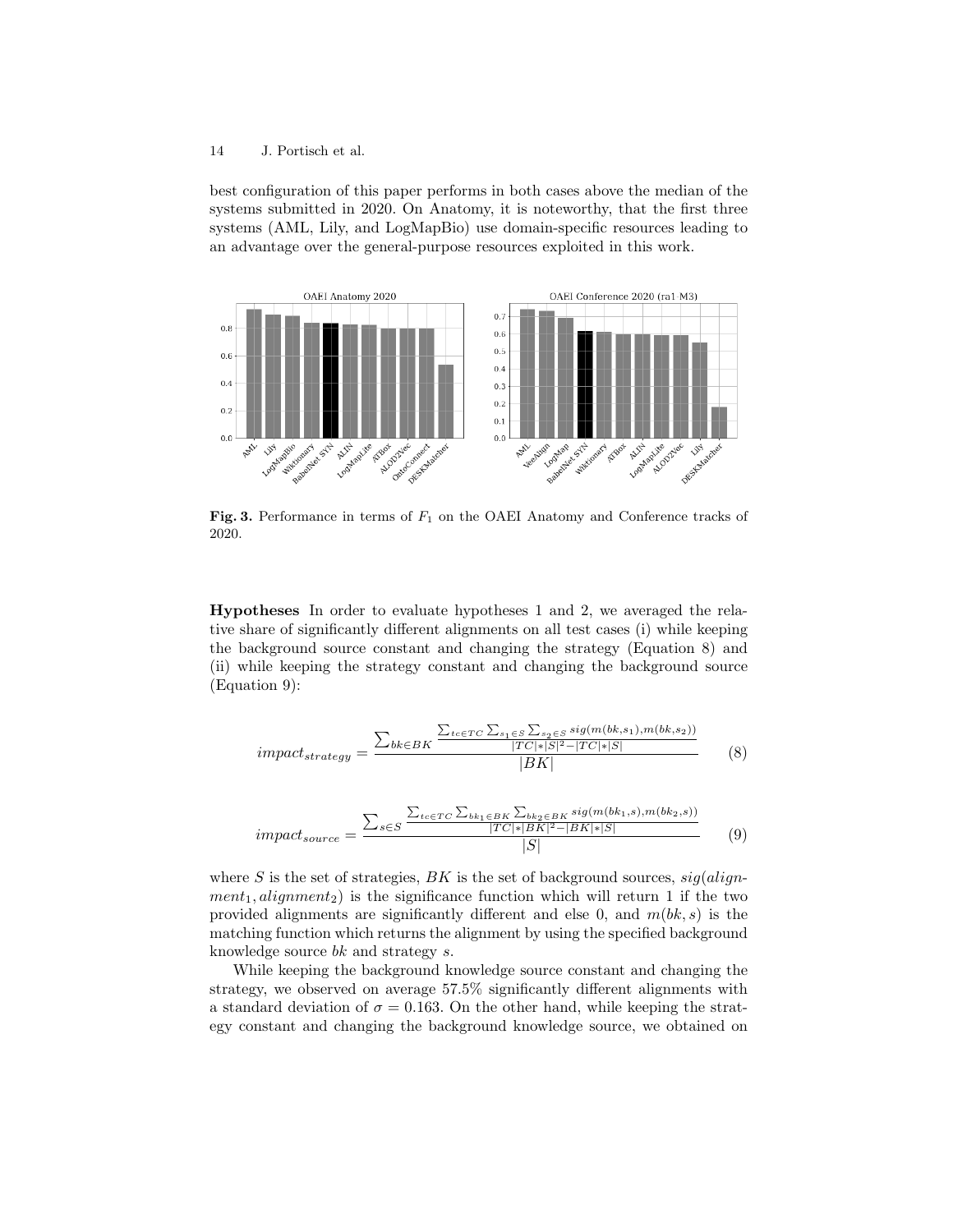best configuration of this paper performs in both cases above the median of the systems submitted in 2020. On Anatomy, it is noteworthy, that the first three systems (AML, Lily, and LogMapBio) use domain-specific resources leading to an advantage over the general-purpose resources exploited in this work.

**Fig. 3.** Performance in terms of $F_1$ on the OAEI Anatomy and Conference tracks of 2020.

**Hypotheses** In order to evaluate hypotheses 1 and 2, we averaged the relative share of significantly different alignments on all test cases (i) while keeping the background source constant and changing the strategy (Equation 8) and (ii) while keeping the strategy constant and changing the background source (Equation 9):

$$impact_{strategy} = \frac{\sum_{bk \in BK} \frac{\sum_{tc \in TC} \sum_{s_1 \in S} \sum_{s_2 \in S} sig(m(bk,s_1), m(bk,s_2))}{|TC| * |S|^2 - |TC| * |S|}}{|BK|} \tag{8}$$

$$impact_{source} = \frac{\sum_{s \in S} \frac{\sum_{tc \in TC} \sum_{bk_1 \in BK} \sum_{bk_2 \in BK} sig(m(bk_1,s), m(bk_2,s))}{|TC| * |BK|^2 - |BK| * |S|}}{|S|} \tag{9}$$

where $S$ is the set of strategies, $BK$ is the set of background sources, $sig(alignment_1, alignment_2)$ is the significance function which will return 1 if the two provided alignments are significantly different and else 0, and $m(bk, s)$ is the matching function which returns the alignment by using the specified background knowledge source $bk$ and strategy $s$.

While keeping the background knowledge source constant and changing the strategy, we observed on average 57.5% significantly different alignments with a standard deviation of $\sigma = 0.163$. On the other hand, while keeping the strategy constant and changing the background knowledge source, we obtained on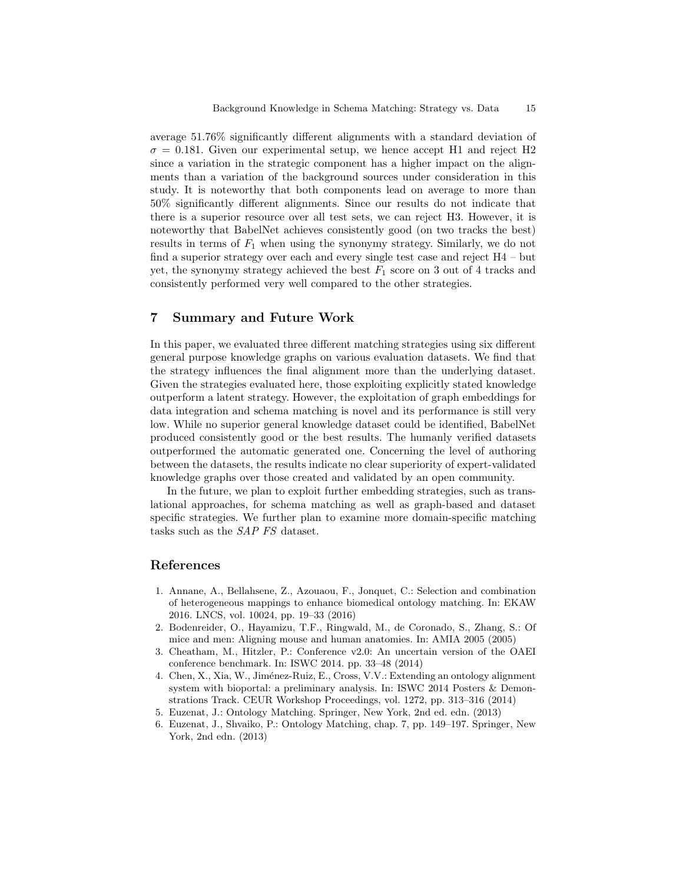average 51.76% significantly different alignments with a standard deviation of $\sigma = 0.181$. Given our experimental setup, we hence accept H1 and reject H2 since a variation in the strategic component has a higher impact on the alignments than a variation of the background sources under consideration in this study. It is noteworthy that both components lead on average to more than 50% significantly different alignments. Since our results do not indicate that there is a superior resource over all test sets, we can reject H3. However, it is noteworthy that BabelNet achieves consistently good (on two tracks the best) results in terms of $F_1$ when using the synonymy strategy. Similarly, we do not find a superior strategy over each and every single test case and reject H4 – but yet, the synonymy strategy achieved the best $F_1$ score on 3 out of 4 tracks and consistently performed very well compared to the other strategies.

## 7 Summary and Future Work

In this paper, we evaluated three different matching strategies using six different general purpose knowledge graphs on various evaluation datasets. We find that the strategy influences the final alignment more than the underlying dataset. Given the strategies evaluated here, those exploiting explicitly stated knowledge outperform a latent strategy. However, the exploitation of graph embeddings for data integration and schema matching is novel and its performance is still very low. While no superior general knowledge dataset could be identified, BabelNet produced consistently good or the best results. The humanly verified datasets outperformed the automatic generated one. Concerning the level of authoring between the datasets, the results indicate no clear superiority of expert-validated knowledge graphs over those created and validated by an open community.

In the future, we plan to exploit further embedding strategies, such as translational approaches, for schema matching as well as graph-based and dataset specific strategies. We further plan to examine more domain-specific matching tasks such as the *SAP FS* dataset.

## References

1. Annane, A., Bellahsene, Z., Azouaou, F., Jonquet, C.: Selection and combination of heterogeneous mappings to enhance biomedical ontology matching. In: EKAW 2016. LNCS, vol. 10024, pp. 19–33 (2016)
2. Bodenreider, O., Hayamizu, T.F., Ringwald, M., de Coronado, S., Zhang, S.: Of mice and men: Aligning mouse and human anatomies. In: AMIA 2005 (2005)
3. Cheatham, M., Hitzler, P.: Conference v2.0: An uncertain version of the OAEI conference benchmark. In: ISWC 2014. pp. 33–48 (2014)
4. Chen, X., Xia, W., Jiménez-Ruiz, E., Cross, V.V.: Extending an ontology alignment system with bioportal: a preliminary analysis. In: ISWC 2014 Posters & Demonstrations Track. CEUR Workshop Proceedings, vol. 1272, pp. 313–316 (2014)
5. Euzenat, J.: Ontology Matching. Springer, New York, 2nd ed. edn. (2013)
6. Euzenat, J., Shvaiko, P.: Ontology Matching, chap. 7, pp. 149–197. Springer, New York, 2nd edn. (2013)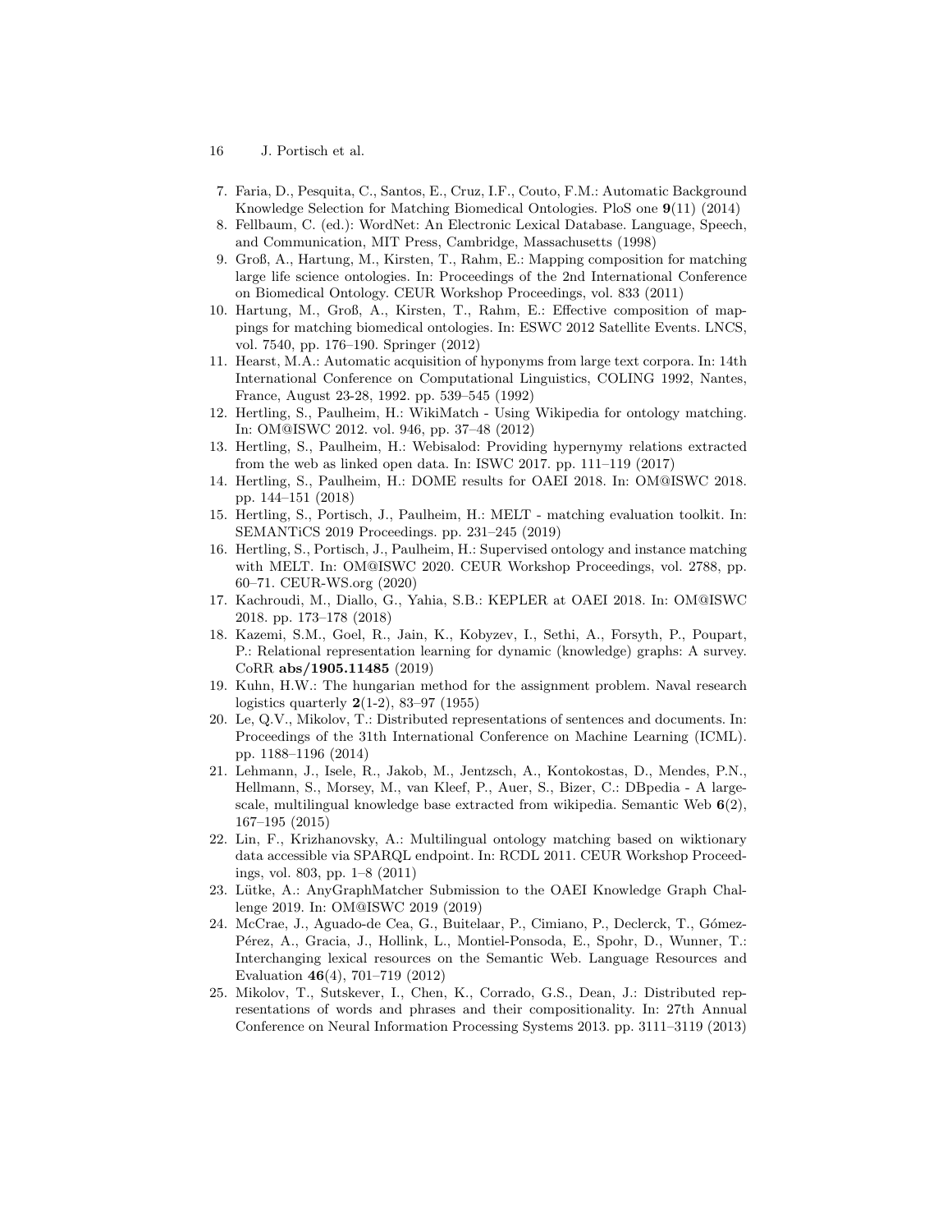7. Faria, D., Pesquita, C., Santos, E., Cruz, I.F., Couto, F.M.: Automatic Background Knowledge Selection for Matching Biomedical Ontologies. PloS one **9**(11) (2014)
8. Fellbaum, C. (ed.): WordNet: An Electronic Lexical Database. Language, Speech, and Communication, MIT Press, Cambridge, Massachusetts (1998)
9. Groß, A., Hartung, M., Kirsten, T., Rahm, E.: Mapping composition for matching large life science ontologies. In: Proceedings of the 2nd International Conference on Biomedical Ontology. CEUR Workshop Proceedings, vol. 833 (2011)
10. Hartung, M., Groß, A., Kirsten, T., Rahm, E.: Effective composition of mappings for matching biomedical ontologies. In: ESWC 2012 Satellite Events. LNCS, vol. 7540, pp. 176–190. Springer (2012)
11. Hearst, M.A.: Automatic acquisition of hyponyms from large text corpora. In: 14th International Conference on Computational Linguistics, COLING 1992, Nantes, France, August 23-28, 1992. pp. 539–545 (1992)
12. Hertling, S., Paulheim, H.: WikiMatch - Using Wikipedia for ontology matching. In: OM@ISWC 2012. vol. 946, pp. 37–48 (2012)
13. Hertling, S., Paulheim, H.: Webisalod: Providing hypernymy relations extracted from the web as linked open data. In: ISWC 2017. pp. 111–119 (2017)
14. Hertling, S., Paulheim, H.: DOME results for OAEI 2018. In: OM@ISWC 2018. pp. 144–151 (2018)
15. Hertling, S., Portisch, J., Paulheim, H.: MELT - matching evaluation toolkit. In: SEMANTiCS 2019 Proceedings. pp. 231–245 (2019)
16. Hertling, S., Portisch, J., Paulheim, H.: Supervised ontology and instance matching with MELT. In: OM@ISWC 2020. CEUR Workshop Proceedings, vol. 2788, pp. 60–71. CEUR-WS.org (2020)
17. Kachroudi, M., Diallo, G., Yahia, S.B.: KEPLER at OAEI 2018. In: OM@ISWC 2018. pp. 173–178 (2018)
18. Kazemi, S.M., Goel, R., Jain, K., Kobyzev, I., Sethi, A., Forsyth, P., Poupart, P.: Relational representation learning for dynamic (knowledge) graphs: A survey. CoRR **abs/1905.11485** (2019)
19. Kuhn, H.W.: The hungarian method for the assignment problem. Naval research logistics quarterly **2**(1-2), 83–97 (1955)
20. Le, Q.V., Mikolov, T.: Distributed representations of sentences and documents. In: Proceedings of the 31th International Conference on Machine Learning (ICML). pp. 1188–1196 (2014)
21. Lehmann, J., Isele, R., Jakob, M., Jentzsch, A., Kontokostas, D., Mendes, P.N., Hellmann, S., Morsey, M., van Kleef, P., Auer, S., Bizer, C.: DBpedia - A large-scale, multilingual knowledge base extracted from wikipedia. Semantic Web **6**(2), 167–195 (2015)
22. Lin, F., Krizhanovsky, A.: Multilingual ontology matching based on wiktionary data accessible via SPARQL endpoint. In: RCDL 2011. CEUR Workshop Proceedings, vol. 803, pp. 1–8 (2011)
23. Lütke, A.: AnyGraphMatcher Submission to the OAEI Knowledge Graph Challenge 2019. In: OM@ISWC 2019 (2019)
24. McCrae, J., Aguado-de Cea, G., Buitelaar, P., Cimiano, P., Declerck, T., Gómez-Pérez, A., Gracia, J., Hollink, L., Montiel-Ponsoda, E., Spohr, D., Wunner, T.: Interchanging lexical resources on the Semantic Web. Language Resources and Evaluation **46**(4), 701–719 (2012)
25. Mikolov, T., Sutskever, I., Chen, K., Corrado, G.S., Dean, J.: Distributed representations of words and phrases and their compositionality. In: 27th Annual Conference on Neural Information Processing Systems 2013. pp. 3111–3119 (2013)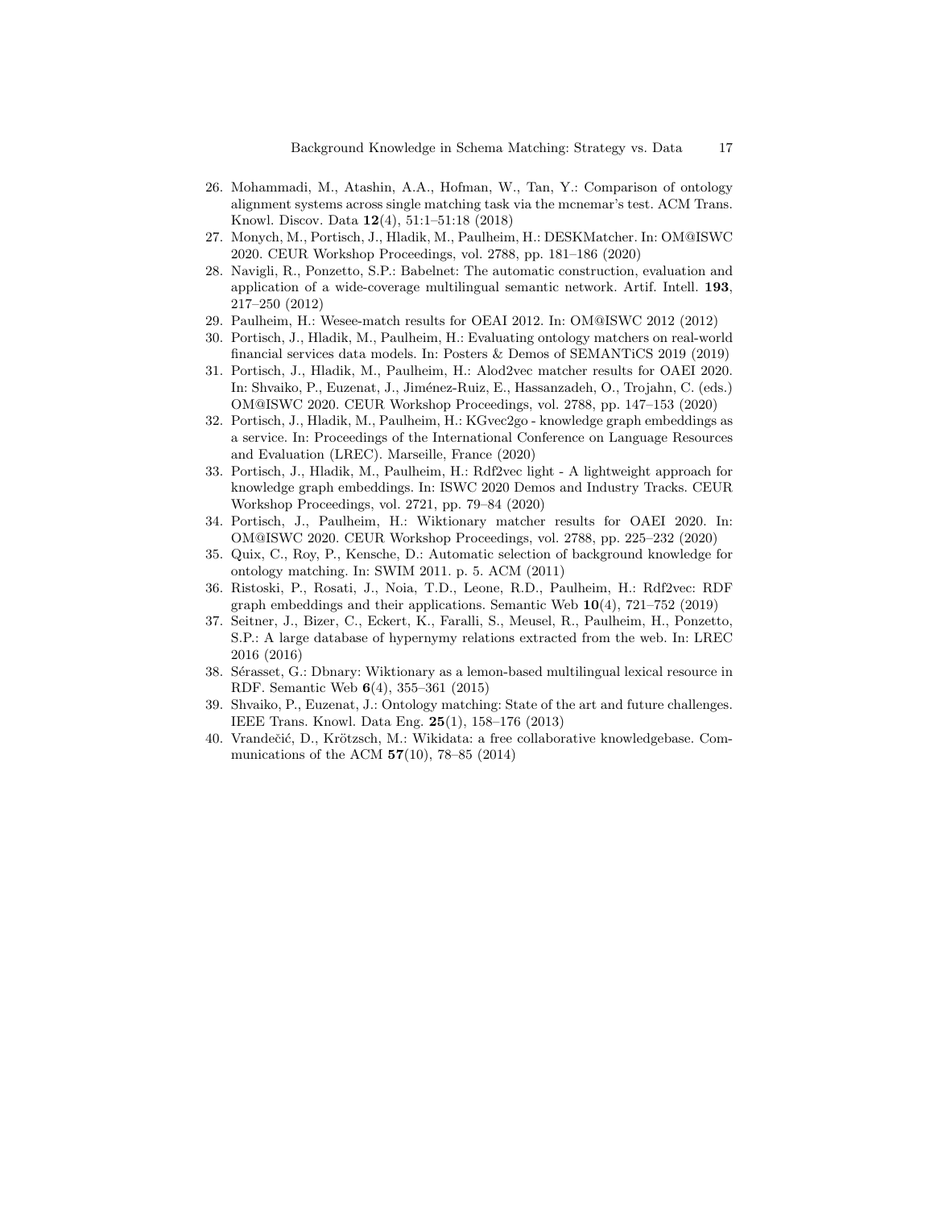26. Mohammadi, M., Atashin, A.A., Hofman, W., Tan, Y.: Comparison of ontology alignment systems across single matching task via the mcnemar's test. ACM Trans. Knowl. Discov. Data **12**(4), 51:1–51:18 (2018)
27. Monych, M., Portisch, J., Hladik, M., Paulheim, H.: DESKMatcher. In: OM@ISWC 2020. CEUR Workshop Proceedings, vol. 2788, pp. 181–186 (2020)
28. Navigli, R., Ponzetto, S.P.: Babelnet: The automatic construction, evaluation and application of a wide-coverage multilingual semantic network. Artif. Intell. **193**, 217–250 (2012)
29. Paulheim, H.: Wesee-match results for OEAI 2012. In: OM@ISWC 2012 (2012)
30. Portisch, J., Hladik, M., Paulheim, H.: Evaluating ontology matchers on real-world financial services data models. In: Posters & Demos of SEMANTiCS 2019 (2019)
31. Portisch, J., Hladik, M., Paulheim, H.: Alod2vec matcher results for OAEI 2020. In: Shvaiko, P., Euzenat, J., Jiménez-Ruiz, E., Hassanzadeh, O., Trojahn, C. (eds.) OM@ISWC 2020. CEUR Workshop Proceedings, vol. 2788, pp. 147–153 (2020)
32. Portisch, J., Hladik, M., Paulheim, H.: KGvec2go - knowledge graph embeddings as a service. In: Proceedings of the International Conference on Language Resources and Evaluation (LREC). Marseille, France (2020)
33. Portisch, J., Hladik, M., Paulheim, H.: Rdf2vec light - A lightweight approach for knowledge graph embeddings. In: ISWC 2020 Demos and Industry Tracks. CEUR Workshop Proceedings, vol. 2721, pp. 79–84 (2020)
34. Portisch, J., Paulheim, H.: Wiktionary matcher results for OAEI 2020. In: OM@ISWC 2020. CEUR Workshop Proceedings, vol. 2788, pp. 225–232 (2020)
35. Quix, C., Roy, P., Kensche, D.: Automatic selection of background knowledge for ontology matching. In: SWIM 2011. p. 5. ACM (2011)
36. Ristoski, P., Rosati, J., Noia, T.D., Leone, R.D., Paulheim, H.: Rdf2vec: RDF graph embeddings and their applications. Semantic Web **10**(4), 721–752 (2019)
37. Seitner, J., Bizer, C., Eckert, K., Faralli, S., Meusel, R., Paulheim, H., Ponzetto, S.P.: A large database of hypernymy relations extracted from the web. In: LREC 2016 (2016)
38. Sérasset, G.: Dbnary: Wiktionary as a lemon-based multilingual lexical resource in RDF. Semantic Web **6**(4), 355–361 (2015)
39. Shvaiko, P., Euzenat, J.: Ontology matching: State of the art and future challenges. IEEE Trans. Knowl. Data Eng. **25**(1), 158–176 (2013)
40. Vrandečić, D., Krötzsch, M.: Wikidata: a free collaborative knowledgebase. Communications of the ACM **57**(10), 78–85 (2014)